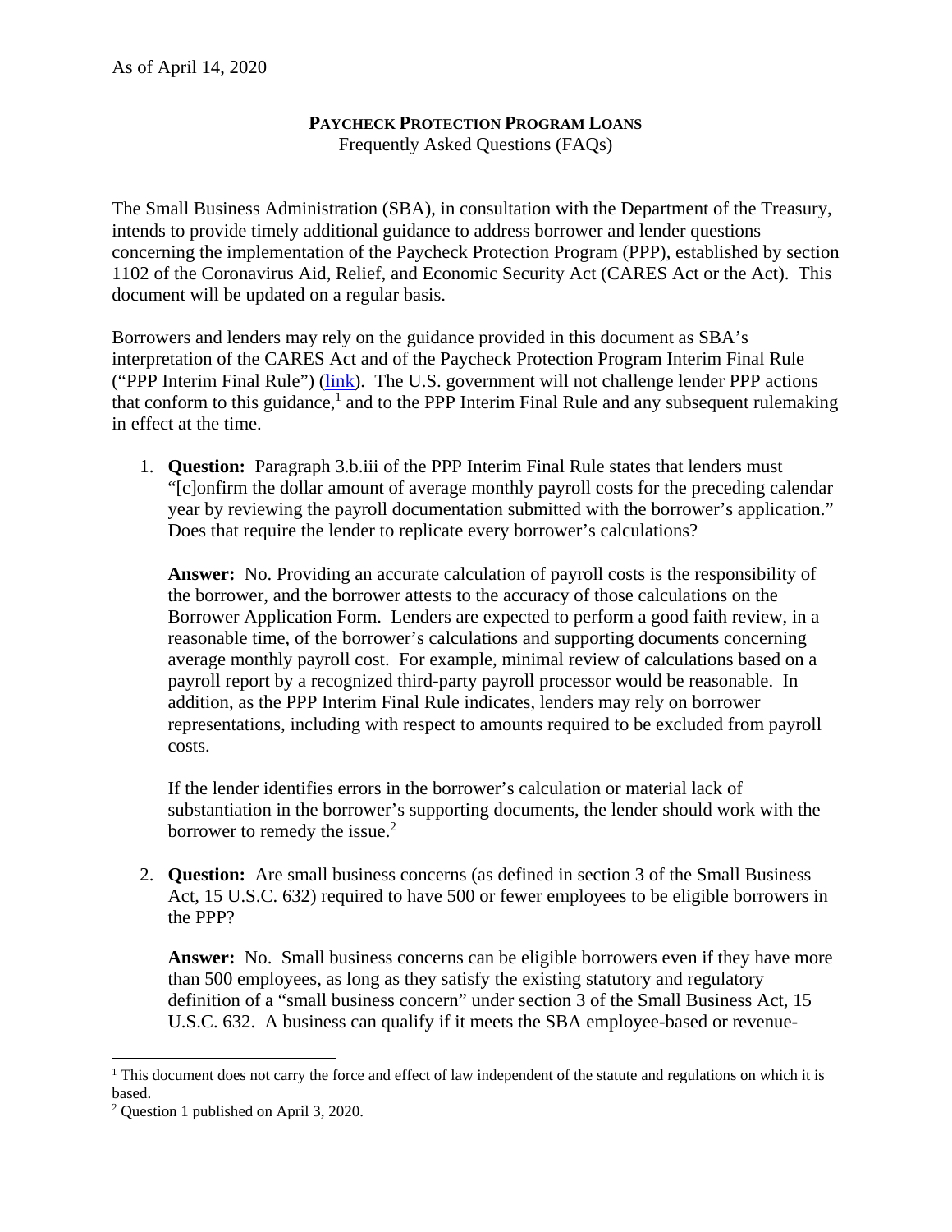As of April 14, 2020

# PAYCHECK PROTECTION PROGRAM LOANS

Frequently Asked Questions (FAQs)

The Small Business Administration (SBA), in consultation with the Department of the Treasury, intends to provide timely additional guidance to address borrower and lender questions concerning the implementation of the Paycheck Protection Program (PPP), established by section 1102 of the Coronavirus Aid, Relief, and Economic Security Act (CARES Act or the Act). This document will be updated on a regular basis.

Borrowers and lenders may rely on the guidance provided in this document as SBA's interpretation of the CARES Act and of the Paycheck Protection Program Interim Final Rule ("PPP Interim Final Rule") (link). The U.S. government will not challenge lender PPP actions that conform to this guidance,[1] and to the PPP Interim Final Rule and any subsequent rulemaking in effect at the time.

1. **Question:** Paragraph 3.b.iii of the PPP Interim Final Rule states that lenders must "[c]onfirm the dollar amount of average monthly payroll costs for the preceding calendar year by reviewing the payroll documentation submitted with the borrower's application." Does that require the lender to replicate every borrower's calculations?

   **Answer:** No. Providing an accurate calculation of payroll costs is the responsibility of the borrower, and the borrower attests to the accuracy of those calculations on the Borrower Application Form. Lenders are expected to perform a good faith review, in a reasonable time, of the borrower's calculations and supporting documents concerning average monthly payroll cost. For example, minimal review of calculations based on a payroll report by a recognized third-party payroll processor would be reasonable. In addition, as the PPP Interim Final Rule indicates, lenders may rely on borrower representations, including with respect to amounts required to be excluded from payroll costs.

   If the lender identifies errors in the borrower's calculation or material lack of substantiation in the borrower's supporting documents, the lender should work with the borrower to remedy the issue.[2]

2. **Question:** Are small business concerns (as defined in section 3 of the Small Business Act, 15 U.S.C. 632) required to have 500 or fewer employees to be eligible borrowers in the PPP?

   **Answer:** No. Small business concerns can be eligible borrowers even if they have more than 500 employees, as long as they satisfy the existing statutory and regulatory definition of a "small business concern" under section 3 of the Small Business Act, 15 U.S.C. 632. A business can qualify if it meets the SBA employee-based or revenue-

---

[1] This document does not carry the force and effect of law independent of the statute and regulations on which it is based.

[2] Question 1 published on April 3, 2020.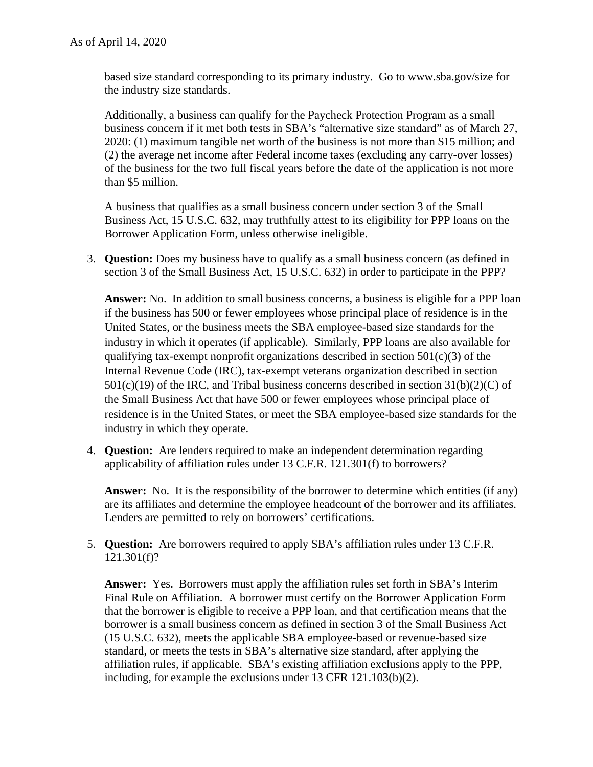based size standard corresponding to its primary industry. Go to www.sba.gov/size for the industry size standards.

Additionally, a business can qualify for the Paycheck Protection Program as a small business concern if it met both tests in SBA's "alternative size standard" as of March 27, 2020: (1) maximum tangible net worth of the business is not more than $15 million; and (2) the average net income after Federal income taxes (excluding any carry-over losses) of the business for the two full fiscal years before the date of the application is not more than $5 million.

A business that qualifies as a small business concern under section 3 of the Small Business Act, 15 U.S.C. 632, may truthfully attest to its eligibility for PPP loans on the Borrower Application Form, unless otherwise ineligible.

3. **Question:** Does my business have to qualify as a small business concern (as defined in section 3 of the Small Business Act, 15 U.S.C. 632) in order to participate in the PPP?

   **Answer:** No. In addition to small business concerns, a business is eligible for a PPP loan if the business has 500 or fewer employees whose principal place of residence is in the United States, or the business meets the SBA employee-based size standards for the industry in which it operates (if applicable). Similarly, PPP loans are also available for qualifying tax-exempt nonprofit organizations described in section 501(c)(3) of the Internal Revenue Code (IRC), tax-exempt veterans organization described in section 501(c)(19) of the IRC, and Tribal business concerns described in section 31(b)(2)(C) of the Small Business Act that have 500 or fewer employees whose principal place of residence is in the United States, or meet the SBA employee-based size standards for the industry in which they operate.

4. **Question:** Are lenders required to make an independent determination regarding applicability of affiliation rules under 13 C.F.R. 121.301(f) to borrowers?

   **Answer:** No. It is the responsibility of the borrower to determine which entities (if any) are its affiliates and determine the employee headcount of the borrower and its affiliates. Lenders are permitted to rely on borrowers' certifications.

5. **Question:** Are borrowers required to apply SBA's affiliation rules under 13 C.F.R. 121.301(f)?

   **Answer:** Yes. Borrowers must apply the affiliation rules set forth in SBA's Interim Final Rule on Affiliation. A borrower must certify on the Borrower Application Form that the borrower is eligible to receive a PPP loan, and that certification means that the borrower is a small business concern as defined in section 3 of the Small Business Act (15 U.S.C. 632), meets the applicable SBA employee-based or revenue-based size standard, or meets the tests in SBA's alternative size standard, after applying the affiliation rules, if applicable. SBA's existing affiliation exclusions apply to the PPP, including, for example the exclusions under 13 CFR 121.103(b)(2).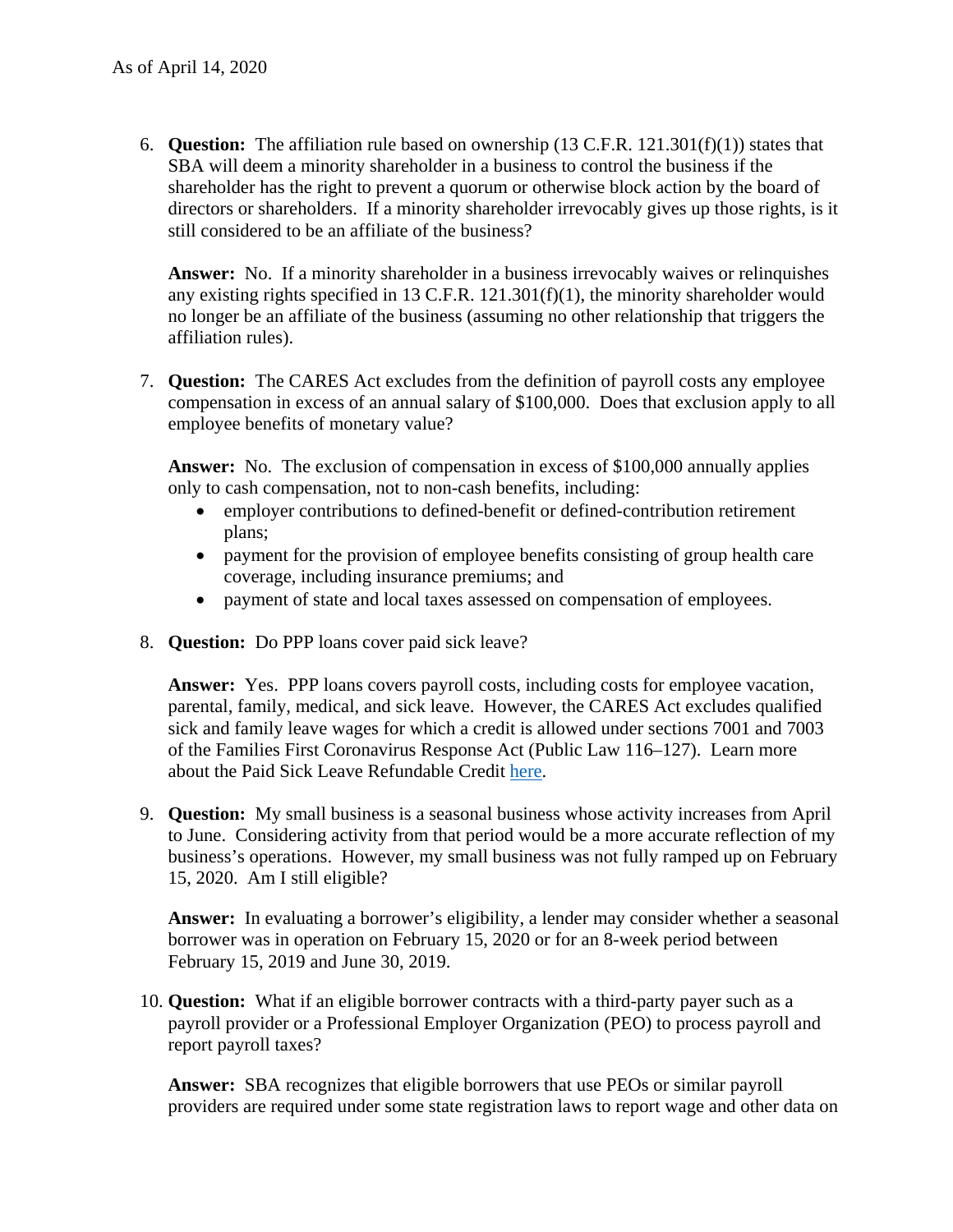As of April 14, 2020

6. **Question:** The affiliation rule based on ownership (13 C.F.R. 121.301(f)(1)) states that SBA will deem a minority shareholder in a business to control the business if the shareholder has the right to prevent a quorum or otherwise block action by the board of directors or shareholders. If a minority shareholder irrevocably gives up those rights, is it still considered to be an affiliate of the business?

   **Answer:** No. If a minority shareholder in a business irrevocably waives or relinquishes any existing rights specified in 13 C.F.R. 121.301(f)(1), the minority shareholder would no longer be an affiliate of the business (assuming no other relationship that triggers the affiliation rules).

7. **Question:** The CARES Act excludes from the definition of payroll costs any employee compensation in excess of an annual salary of $100,000. Does that exclusion apply to all employee benefits of monetary value?

   **Answer:** No. The exclusion of compensation in excess of $100,000 annually applies only to cash compensation, not to non-cash benefits, including:
   - employer contributions to defined-benefit or defined-contribution retirement plans;
   - payment for the provision of employee benefits consisting of group health care coverage, including insurance premiums; and
   - payment of state and local taxes assessed on compensation of employees.

8. **Question:** Do PPP loans cover paid sick leave?

   **Answer:** Yes. PPP loans covers payroll costs, including costs for employee vacation, parental, family, medical, and sick leave. However, the CARES Act excludes qualified sick and family leave wages for which a credit is allowed under sections 7001 and 7003 of the Families First Coronavirus Response Act (Public Law 116–127). Learn more about the Paid Sick Leave Refundable Credit here.

9. **Question:** My small business is a seasonal business whose activity increases from April to June. Considering activity from that period would be a more accurate reflection of my business's operations. However, my small business was not fully ramped up on February 15, 2020. Am I still eligible?

   **Answer:** In evaluating a borrower's eligibility, a lender may consider whether a seasonal borrower was in operation on February 15, 2020 or for an 8-week period between February 15, 2019 and June 30, 2019.

10. **Question:** What if an eligible borrower contracts with a third-party payer such as a payroll provider or a Professional Employer Organization (PEO) to process payroll and report payroll taxes?

    **Answer:** SBA recognizes that eligible borrowers that use PEOs or similar payroll providers are required under some state registration laws to report wage and other data on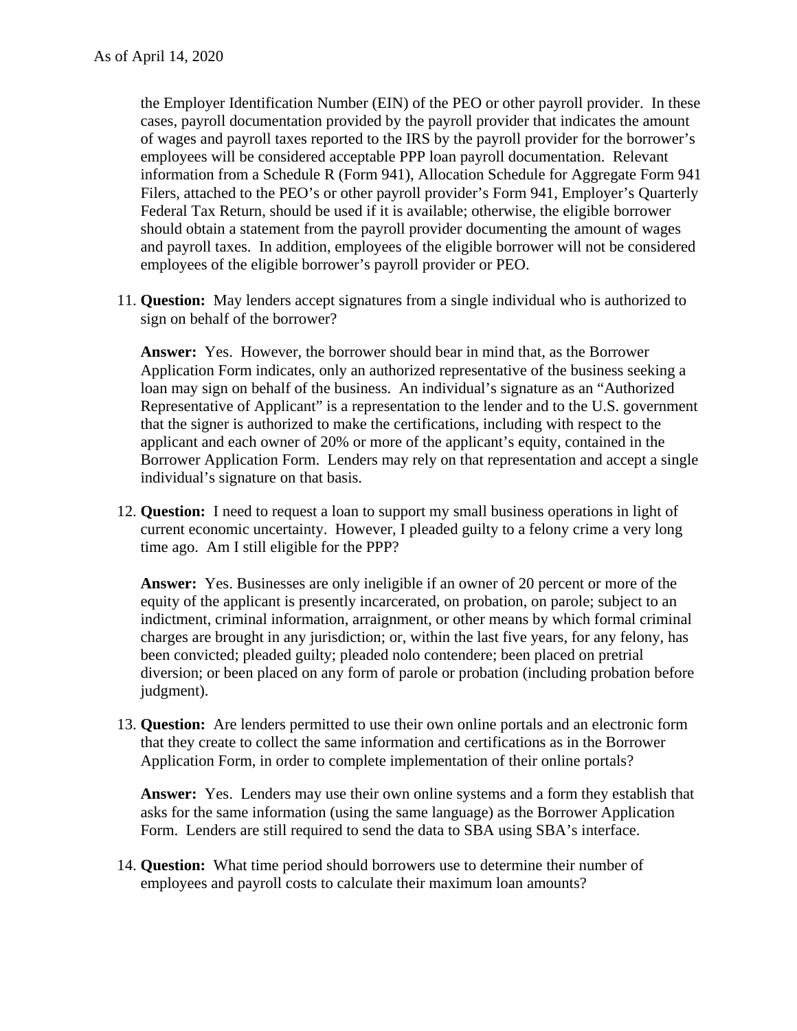the Employer Identification Number (EIN) of the PEO or other payroll provider. In these cases, payroll documentation provided by the payroll provider that indicates the amount of wages and payroll taxes reported to the IRS by the payroll provider for the borrower's employees will be considered acceptable PPP loan payroll documentation. Relevant information from a Schedule R (Form 941), Allocation Schedule for Aggregate Form 941 Filers, attached to the PEO's or other payroll provider's Form 941, Employer's Quarterly Federal Tax Return, should be used if it is available; otherwise, the eligible borrower should obtain a statement from the payroll provider documenting the amount of wages and payroll taxes. In addition, employees of the eligible borrower will not be considered employees of the eligible borrower's payroll provider or PEO.

11. **Question:** May lenders accept signatures from a single individual who is authorized to sign on behalf of the borrower?

    **Answer:** Yes. However, the borrower should bear in mind that, as the Borrower Application Form indicates, only an authorized representative of the business seeking a loan may sign on behalf of the business. An individual's signature as an "Authorized Representative of Applicant" is a representation to the lender and to the U.S. government that the signer is authorized to make the certifications, including with respect to the applicant and each owner of 20% or more of the applicant's equity, contained in the Borrower Application Form. Lenders may rely on that representation and accept a single individual's signature on that basis.

12. **Question:** I need to request a loan to support my small business operations in light of current economic uncertainty. However, I pleaded guilty to a felony crime a very long time ago. Am I still eligible for the PPP?

    **Answer:** Yes. Businesses are only ineligible if an owner of 20 percent or more of the equity of the applicant is presently incarcerated, on probation, on parole; subject to an indictment, criminal information, arraignment, or other means by which formal criminal charges are brought in any jurisdiction; or, within the last five years, for any felony, has been convicted; pleaded guilty; pleaded nolo contendere; been placed on pretrial diversion; or been placed on any form of parole or probation (including probation before judgment).

13. **Question:** Are lenders permitted to use their own online portals and an electronic form that they create to collect the same information and certifications as in the Borrower Application Form, in order to complete implementation of their online portals?

    **Answer:** Yes. Lenders may use their own online systems and a form they establish that asks for the same information (using the same language) as the Borrower Application Form. Lenders are still required to send the data to SBA using SBA's interface.

14. **Question:** What time period should borrowers use to determine their number of employees and payroll costs to calculate their maximum loan amounts?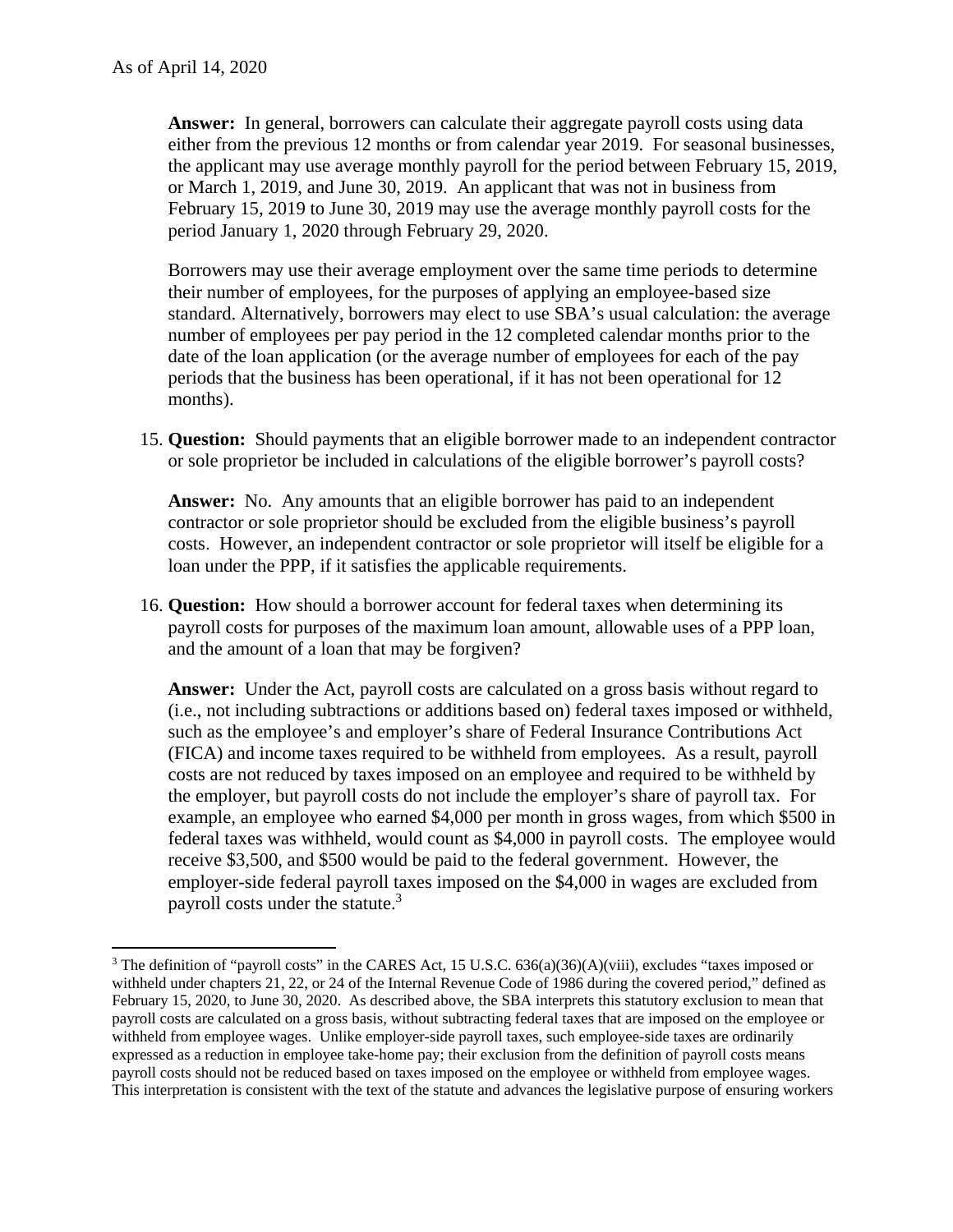**Answer:** In general, borrowers can calculate their aggregate payroll costs using data either from the previous 12 months or from calendar year 2019. For seasonal businesses, the applicant may use average monthly payroll for the period between February 15, 2019, or March 1, 2019, and June 30, 2019. An applicant that was not in business from February 15, 2019 to June 30, 2019 may use the average monthly payroll costs for the period January 1, 2020 through February 29, 2020.

Borrowers may use their average employment over the same time periods to determine their number of employees, for the purposes of applying an employee-based size standard. Alternatively, borrowers may elect to use SBA's usual calculation: the average number of employees per pay period in the 12 completed calendar months prior to the date of the loan application (or the average number of employees for each of the pay periods that the business has been operational, if it has not been operational for 12 months).

15. **Question:** Should payments that an eligible borrower made to an independent contractor or sole proprietor be included in calculations of the eligible borrower's payroll costs?

    **Answer:** No. Any amounts that an eligible borrower has paid to an independent contractor or sole proprietor should be excluded from the eligible business's payroll costs. However, an independent contractor or sole proprietor will itself be eligible for a loan under the PPP, if it satisfies the applicable requirements.

16. **Question:** How should a borrower account for federal taxes when determining its payroll costs for purposes of the maximum loan amount, allowable uses of a PPP loan, and the amount of a loan that may be forgiven?

    **Answer:** Under the Act, payroll costs are calculated on a gross basis without regard to (i.e., not including subtractions or additions based on) federal taxes imposed or withheld, such as the employee's and employer's share of Federal Insurance Contributions Act (FICA) and income taxes required to be withheld from employees. As a result, payroll costs are not reduced by taxes imposed on an employee and required to be withheld by the employer, but payroll costs do not include the employer's share of payroll tax. For example, an employee who earned $4,000 per month in gross wages, from which $500 in federal taxes was withheld, would count as $4,000 in payroll costs. The employee would receive $3,500, and $500 would be paid to the federal government. However, the employer-side federal payroll taxes imposed on the $4,000 in wages are excluded from payroll costs under the statute.[3]

---

[3] The definition of "payroll costs" in the CARES Act, 15 U.S.C. 636(a)(36)(A)(viii), excludes "taxes imposed or withheld under chapters 21, 22, or 24 of the Internal Revenue Code of 1986 during the covered period," defined as February 15, 2020, to June 30, 2020. As described above, the SBA interprets this statutory exclusion to mean that payroll costs are calculated on a gross basis, without subtracting federal taxes that are imposed on the employee or withheld from employee wages. Unlike employer-side payroll taxes, such employee-side taxes are ordinarily expressed as a reduction in employee take-home pay; their exclusion from the definition of payroll costs means payroll costs should not be reduced based on taxes imposed on the employee or withheld from employee wages. This interpretation is consistent with the text of the statute and advances the legislative purpose of ensuring workers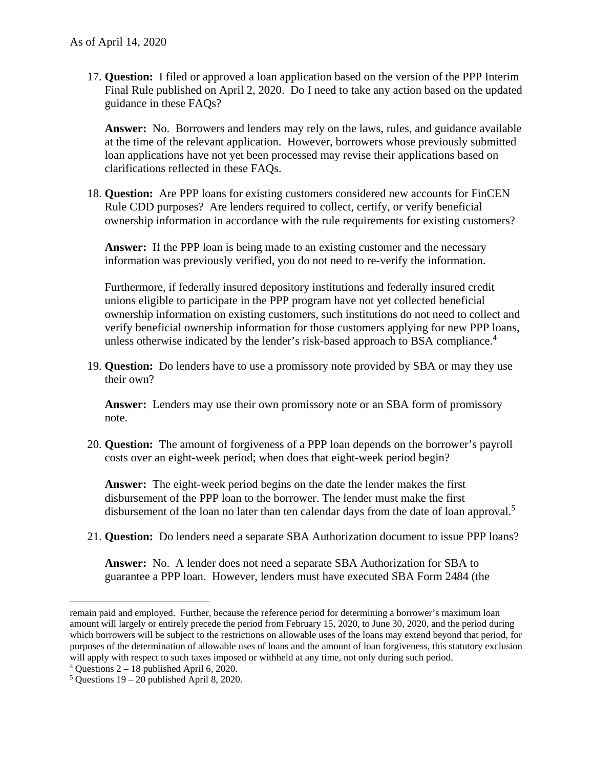As of April 14, 2020

17. **Question:** I filed or approved a loan application based on the version of the PPP Interim Final Rule published on April 2, 2020. Do I need to take any action based on the updated guidance in these FAQs?

    **Answer:** No. Borrowers and lenders may rely on the laws, rules, and guidance available at the time of the relevant application. However, borrowers whose previously submitted loan applications have not yet been processed may revise their applications based on clarifications reflected in these FAQs.

18. **Question:** Are PPP loans for existing customers considered new accounts for FinCEN Rule CDD purposes? Are lenders required to collect, certify, or verify beneficial ownership information in accordance with the rule requirements for existing customers?

    **Answer:** If the PPP loan is being made to an existing customer and the necessary information was previously verified, you do not need to re-verify the information.

    Furthermore, if federally insured depository institutions and federally insured credit unions eligible to participate in the PPP program have not yet collected beneficial ownership information on existing customers, such institutions do not need to collect and verify beneficial ownership information for those customers applying for new PPP loans, unless otherwise indicated by the lender's risk-based approach to BSA compliance.[4]

19. **Question:** Do lenders have to use a promissory note provided by SBA or may they use their own?

    **Answer:** Lenders may use their own promissory note or an SBA form of promissory note.

20. **Question:** The amount of forgiveness of a PPP loan depends on the borrower's payroll costs over an eight-week period; when does that eight-week period begin?

    **Answer:** The eight-week period begins on the date the lender makes the first disbursement of the PPP loan to the borrower. The lender must make the first disbursement of the loan no later than ten calendar days from the date of loan approval.[5]

21. **Question:** Do lenders need a separate SBA Authorization document to issue PPP loans?

    **Answer:** No. A lender does not need a separate SBA Authorization for SBA to guarantee a PPP loan. However, lenders must have executed SBA Form 2484 (the

---

remain paid and employed. Further, because the reference period for determining a borrower's maximum loan amount will largely or entirely precede the period from February 15, 2020, to June 30, 2020, and the period during which borrowers will be subject to the restrictions on allowable uses of the loans may extend beyond that period, for purposes of the determination of allowable uses of loans and the amount of loan forgiveness, this statutory exclusion will apply with respect to such taxes imposed or withheld at any time, not only during such period.

[4] Questions 2 – 18 published April 6, 2020.

[5] Questions 19 – 20 published April 8, 2020.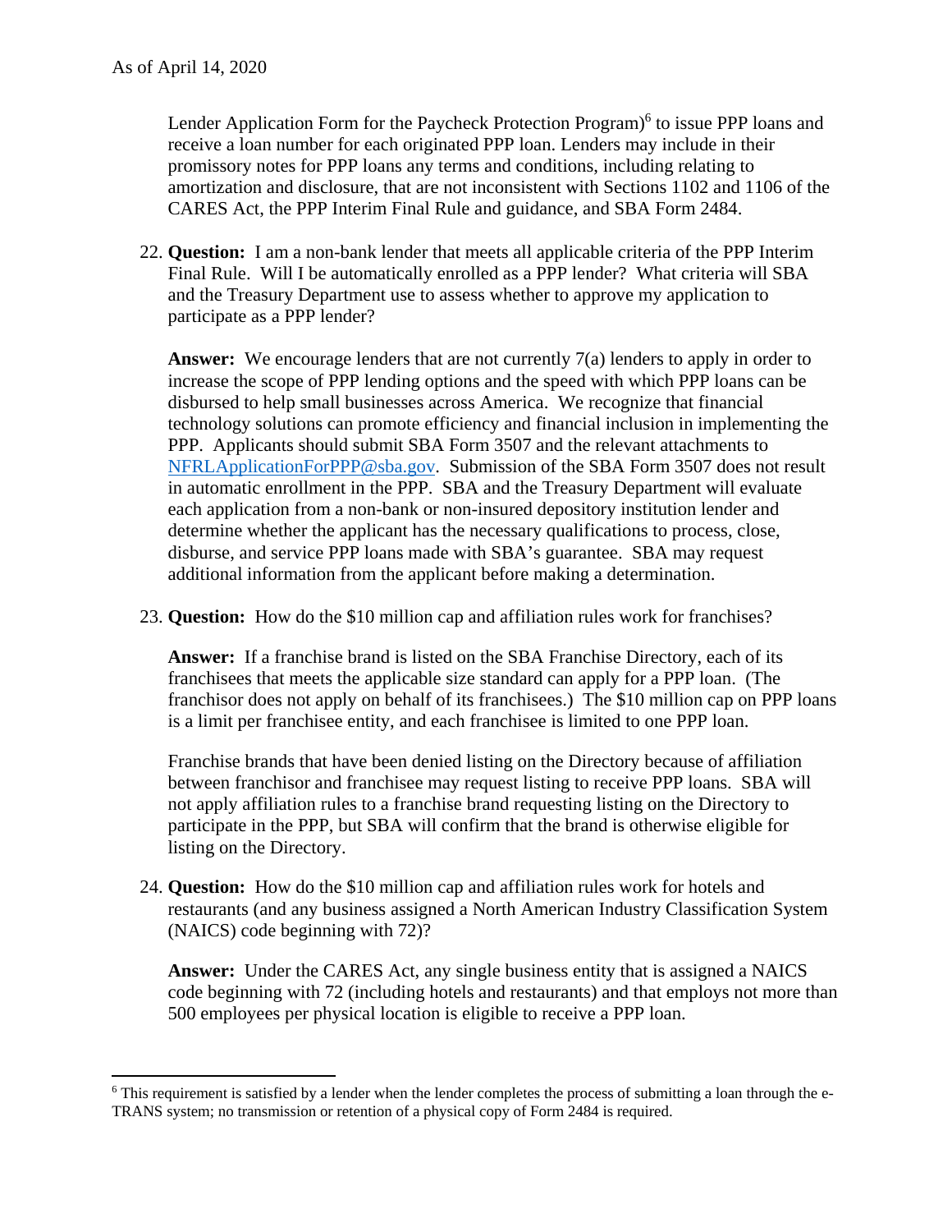Lender Application Form for the Paycheck Protection Program)[6] to issue PPP loans and receive a loan number for each originated PPP loan. Lenders may include in their promissory notes for PPP loans any terms and conditions, including relating to amortization and disclosure, that are not inconsistent with Sections 1102 and 1106 of the CARES Act, the PPP Interim Final Rule and guidance, and SBA Form 2484.

22. **Question:** I am a non-bank lender that meets all applicable criteria of the PPP Interim Final Rule. Will I be automatically enrolled as a PPP lender? What criteria will SBA and the Treasury Department use to assess whether to approve my application to participate as a PPP lender?

    **Answer:** We encourage lenders that are not currently 7(a) lenders to apply in order to increase the scope of PPP lending options and the speed with which PPP loans can be disbursed to help small businesses across America. We recognize that financial technology solutions can promote efficiency and financial inclusion in implementing the PPP. Applicants should submit SBA Form 3507 and the relevant attachments to NFRLApplicationForPPP@sba.gov. Submission of the SBA Form 3507 does not result in automatic enrollment in the PPP. SBA and the Treasury Department will evaluate each application from a non-bank or non-insured depository institution lender and determine whether the applicant has the necessary qualifications to process, close, disburse, and service PPP loans made with SBA's guarantee. SBA may request additional information from the applicant before making a determination.

23. **Question:** How do the $10 million cap and affiliation rules work for franchises?

    **Answer:** If a franchise brand is listed on the SBA Franchise Directory, each of its franchisees that meets the applicable size standard can apply for a PPP loan. (The franchisor does not apply on behalf of its franchisees.) The $10 million cap on PPP loans is a limit per franchisee entity, and each franchisee is limited to one PPP loan.

    Franchise brands that have been denied listing on the Directory because of affiliation between franchisor and franchisee may request listing to receive PPP loans. SBA will not apply affiliation rules to a franchise brand requesting listing on the Directory to participate in the PPP, but SBA will confirm that the brand is otherwise eligible for listing on the Directory.

24. **Question:** How do the $10 million cap and affiliation rules work for hotels and restaurants (and any business assigned a North American Industry Classification System (NAICS) code beginning with 72)?

    **Answer:** Under the CARES Act, any single business entity that is assigned a NAICS code beginning with 72 (including hotels and restaurants) and that employs not more than 500 employees per physical location is eligible to receive a PPP loan.

---

[6] This requirement is satisfied by a lender when the lender completes the process of submitting a loan through the e-TRANS system; no transmission or retention of a physical copy of Form 2484 is required.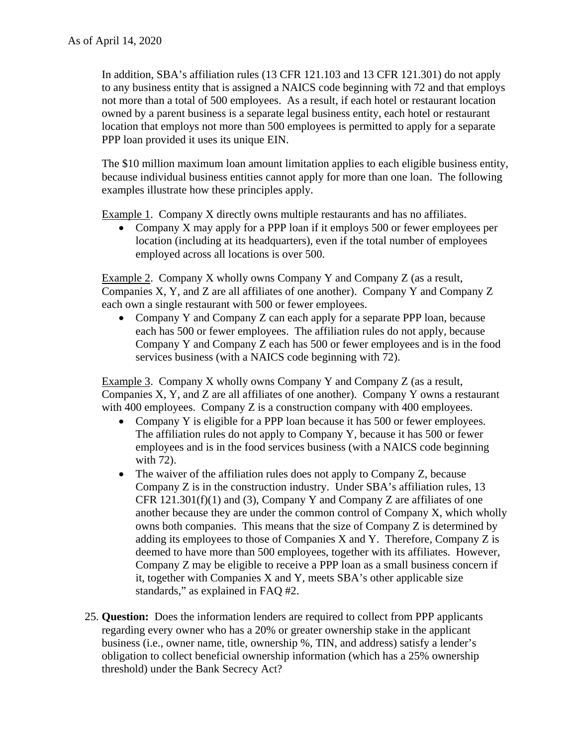As of April 14, 2020

In addition, SBA's affiliation rules (13 CFR 121.103 and 13 CFR 121.301) do not apply to any business entity that is assigned a NAICS code beginning with 72 and that employs not more than a total of 500 employees. As a result, if each hotel or restaurant location owned by a parent business is a separate legal business entity, each hotel or restaurant location that employs not more than 500 employees is permitted to apply for a separate PPP loan provided it uses its unique EIN.

The $10 million maximum loan amount limitation applies to each eligible business entity, because individual business entities cannot apply for more than one loan. The following examples illustrate how these principles apply.

<u>Example 1</u>. Company X directly owns multiple restaurants and has no affiliates.

- Company X may apply for a PPP loan if it employs 500 or fewer employees per location (including at its headquarters), even if the total number of employees employed across all locations is over 500.

<u>Example 2</u>. Company X wholly owns Company Y and Company Z (as a result, Companies X, Y, and Z are all affiliates of one another). Company Y and Company Z each own a single restaurant with 500 or fewer employees.

- Company Y and Company Z can each apply for a separate PPP loan, because each has 500 or fewer employees. The affiliation rules do not apply, because Company Y and Company Z each has 500 or fewer employees and is in the food services business (with a NAICS code beginning with 72).

<u>Example 3</u>. Company X wholly owns Company Y and Company Z (as a result, Companies X, Y, and Z are all affiliates of one another). Company Y owns a restaurant with 400 employees. Company Z is a construction company with 400 employees.

- Company Y is eligible for a PPP loan because it has 500 or fewer employees. The affiliation rules do not apply to Company Y, because it has 500 or fewer employees and is in the food services business (with a NAICS code beginning with 72).
- The waiver of the affiliation rules does not apply to Company Z, because Company Z is in the construction industry. Under SBA's affiliation rules, 13 CFR 121.301(f)(1) and (3), Company Y and Company Z are affiliates of one another because they are under the common control of Company X, which wholly owns both companies. This means that the size of Company Z is determined by adding its employees to those of Companies X and Y. Therefore, Company Z is deemed to have more than 500 employees, together with its affiliates. However, Company Z may be eligible to receive a PPP loan as a small business concern if it, together with Companies X and Y, meets SBA's other applicable size standards," as explained in FAQ #2.

25. **Question:** Does the information lenders are required to collect from PPP applicants regarding every owner who has a 20% or greater ownership stake in the applicant business (i.e., owner name, title, ownership %, TIN, and address) satisfy a lender's obligation to collect beneficial ownership information (which has a 25% ownership threshold) under the Bank Secrecy Act?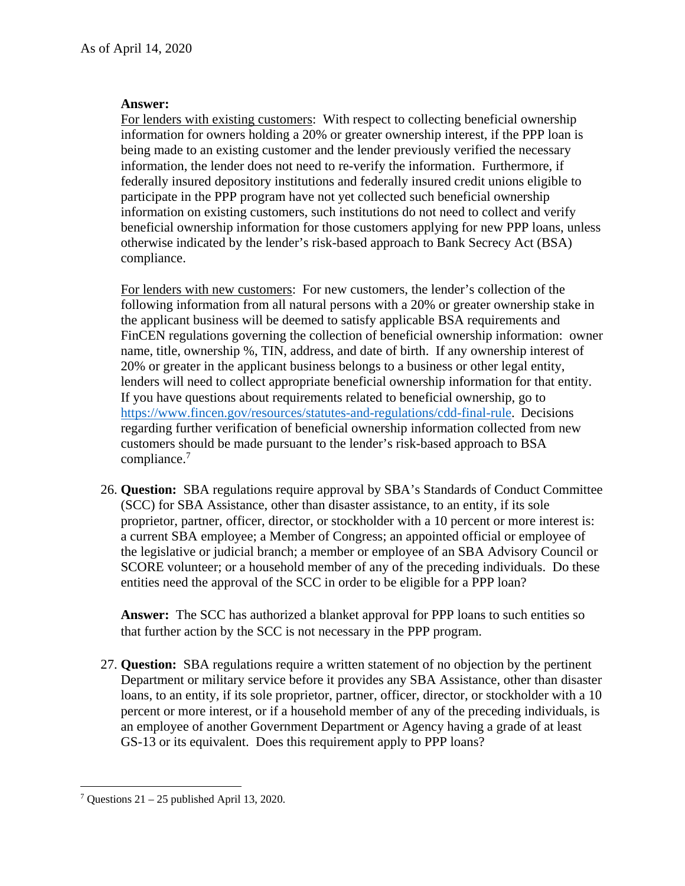**Answer:**

For lenders with existing customers: With respect to collecting beneficial ownership information for owners holding a 20% or greater ownership interest, if the PPP loan is being made to an existing customer and the lender previously verified the necessary information, the lender does not need to re-verify the information. Furthermore, if federally insured depository institutions and federally insured credit unions eligible to participate in the PPP program have not yet collected such beneficial ownership information on existing customers, such institutions do not need to collect and verify beneficial ownership information for those customers applying for new PPP loans, unless otherwise indicated by the lender's risk-based approach to Bank Secrecy Act (BSA) compliance.

For lenders with new customers: For new customers, the lender's collection of the following information from all natural persons with a 20% or greater ownership stake in the applicant business will be deemed to satisfy applicable BSA requirements and FinCEN regulations governing the collection of beneficial ownership information: owner name, title, ownership %, TIN, address, and date of birth. If any ownership interest of 20% or greater in the applicant business belongs to a business or other legal entity, lenders will need to collect appropriate beneficial ownership information for that entity. If you have questions about requirements related to beneficial ownership, go to https://www.fincen.gov/resources/statutes-and-regulations/cdd-final-rule. Decisions regarding further verification of beneficial ownership information collected from new customers should be made pursuant to the lender's risk-based approach to BSA compliance.[7]

26. **Question:** SBA regulations require approval by SBA's Standards of Conduct Committee (SCC) for SBA Assistance, other than disaster assistance, to an entity, if its sole proprietor, partner, officer, director, or stockholder with a 10 percent or more interest is: a current SBA employee; a Member of Congress; an appointed official or employee of the legislative or judicial branch; a member or employee of an SBA Advisory Council or SCORE volunteer; or a household member of any of the preceding individuals. Do these entities need the approval of the SCC in order to be eligible for a PPP loan?

    **Answer:** The SCC has authorized a blanket approval for PPP loans to such entities so that further action by the SCC is not necessary in the PPP program.

27. **Question:** SBA regulations require a written statement of no objection by the pertinent Department or military service before it provides any SBA Assistance, other than disaster loans, to an entity, if its sole proprietor, partner, officer, director, or stockholder with a 10 percent or more interest, or if a household member of any of the preceding individuals, is an employee of another Government Department or Agency having a grade of at least GS-13 or its equivalent. Does this requirement apply to PPP loans?

---

[7] Questions 21 – 25 published April 13, 2020.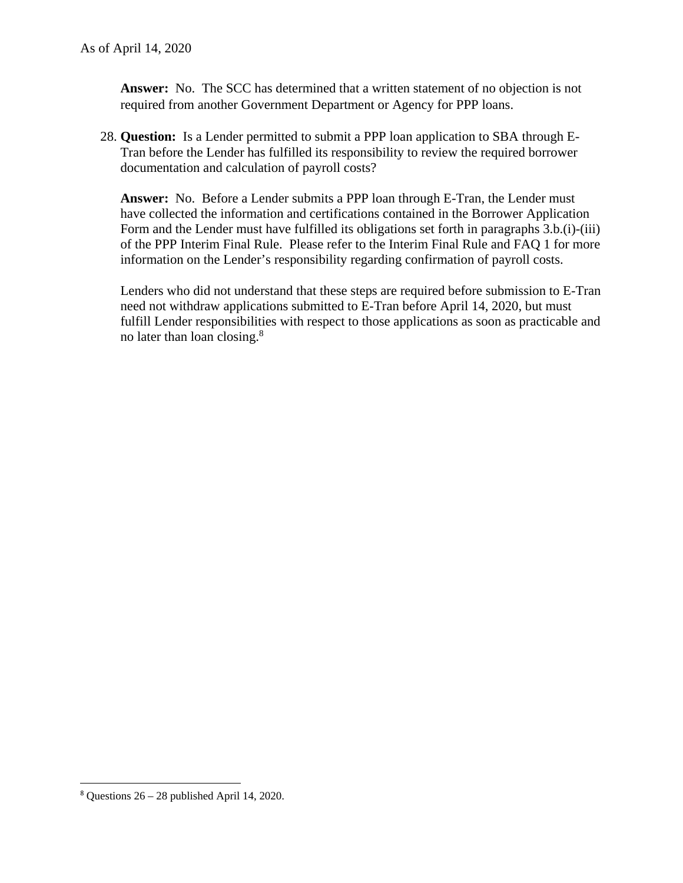**Answer:** No. The SCC has determined that a written statement of no objection is not required from another Government Department or Agency for PPP loans.

28. **Question:** Is a Lender permitted to submit a PPP loan application to SBA through E-Tran before the Lender has fulfilled its responsibility to review the required borrower documentation and calculation of payroll costs?

    **Answer:** No. Before a Lender submits a PPP loan through E-Tran, the Lender must have collected the information and certifications contained in the Borrower Application Form and the Lender must have fulfilled its obligations set forth in paragraphs 3.b.(i)-(iii) of the PPP Interim Final Rule. Please refer to the Interim Final Rule and FAQ 1 for more information on the Lender's responsibility regarding confirmation of payroll costs.

    Lenders who did not understand that these steps are required before submission to E-Tran need not withdraw applications submitted to E-Tran before April 14, 2020, but must fulfill Lender responsibilities with respect to those applications as soon as practicable and no later than loan closing.[8]

[8] Questions 26 – 28 published April 14, 2020.